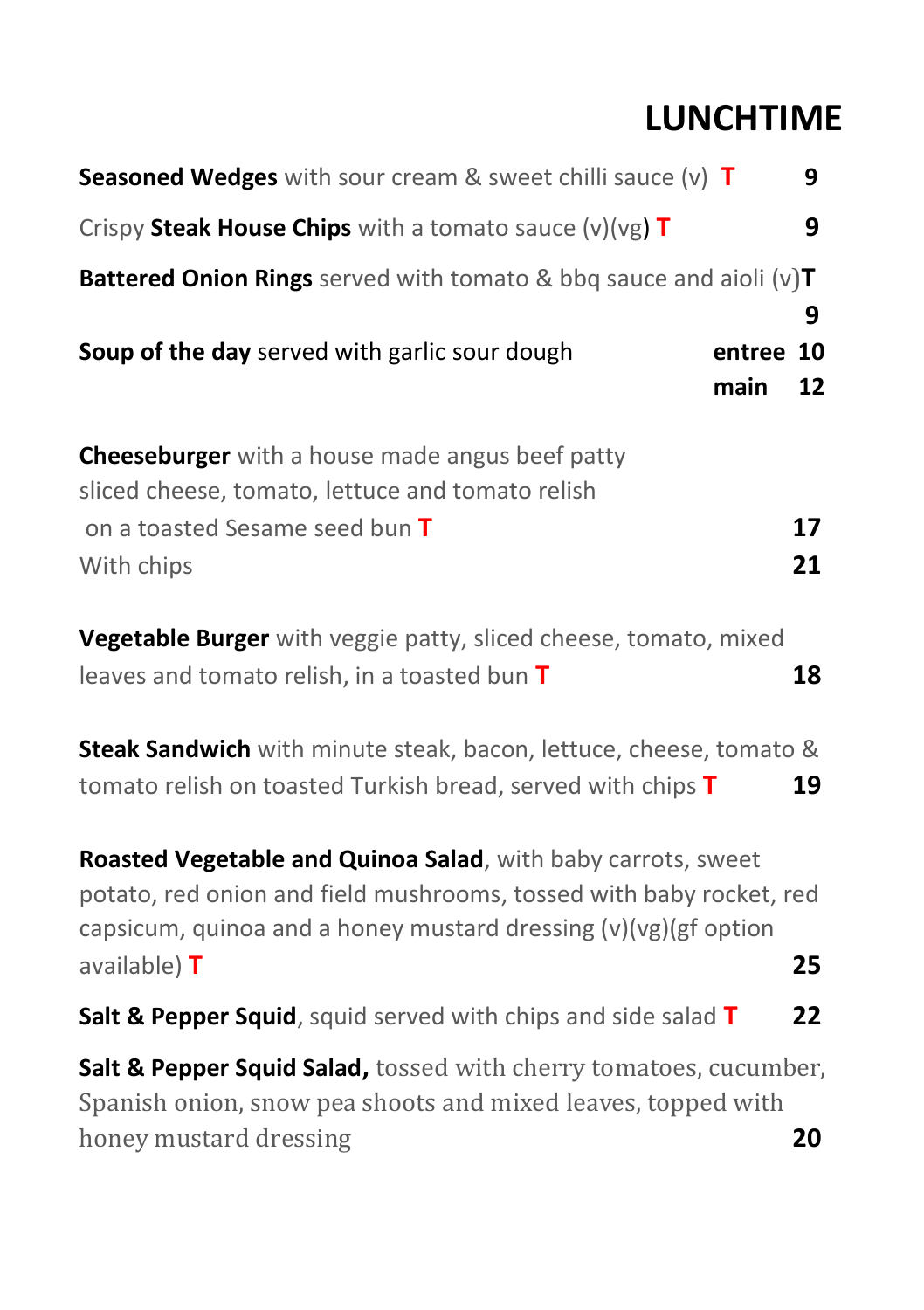# LUNCHTIME

**Seasoned Wedges** with sour cream & sweet chilli sauce (v) **T** **9**

Crispy **Steak House Chips** with a tomato sauce (v)(vg) **T** **9**

**Battered Onion Rings** served with tomato & bbq sauce and aioli (v)**T** **9**

**Soup of the day** served with garlic sour dough **entree 10** **main 12**

**Cheeseburger** with a house made angus beef patty sliced cheese, tomato, lettuce and tomato relish on a toasted Sesame seed bun **T** **17**
With chips **21**

**Vegetable Burger** with veggie patty, sliced cheese, tomato, mixed leaves and tomato relish, in a toasted bun **T** **18**

**Steak Sandwich** with minute steak, bacon, lettuce, cheese, tomato & tomato relish on toasted Turkish bread, served with chips **T** **19**

**Roasted Vegetable and Quinoa Salad**, with baby carrots, sweet potato, red onion and field mushrooms, tossed with baby rocket, red capsicum, quinoa and a honey mustard dressing (v)(vg)(gf option available) **T** **25**

**Salt & Pepper Squid**, squid served with chips and side salad **T** **22**

**Salt & Pepper Squid Salad,** tossed with cherry tomatoes, cucumber, Spanish onion, snow pea shoots and mixed leaves, topped with honey mustard dressing **20**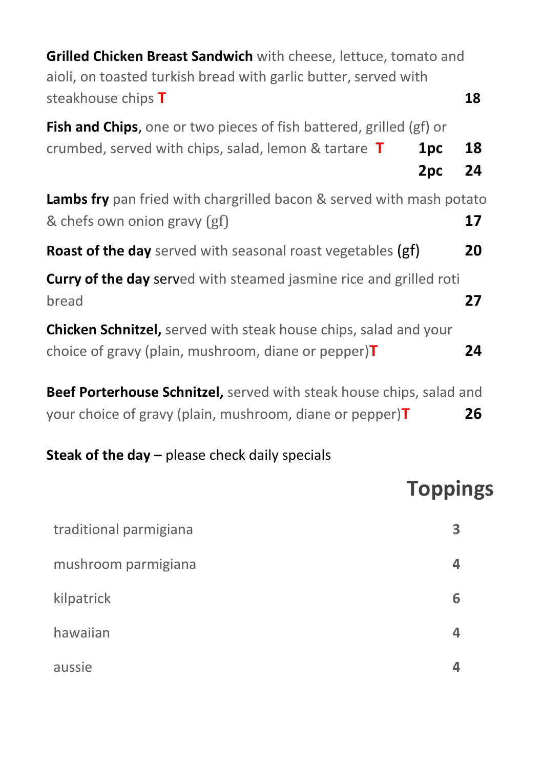**Grilled Chicken Breast Sandwich** with cheese, lettuce, tomato and aioli, on toasted turkish bread with garlic butter, served with steakhouse chips **T** **18**

**Fish and Chips**, one or two pieces of fish battered, grilled (gf) or crumbed, served with chips, salad, lemon & tartare **T** **1pc** **18**
**2pc** **24**

**Lambs fry** pan fried with chargrilled bacon & served with mash potato & chefs own onion gravy (gf) **17**

**Roast of the day** served with seasonal roast vegetables (gf) **20**

**Curry of the day** served with steamed jasmine rice and grilled roti bread **27**

**Chicken Schnitzel,** served with steak house chips, salad and your choice of gravy (plain, mushroom, diane or pepper)**T** **24**

**Beef Porterhouse Schnitzel,** served with steak house chips, salad and your choice of gravy (plain, mushroom, diane or pepper)**T** **26**

**Steak of the day –** please check daily specials

## Toppings

| Topping | Price |
|---|---|
| traditional parmigiana | 3 |
| mushroom parmigiana | 4 |
| kilpatrick | 6 |
| hawaiian | 4 |
| aussie | 4 |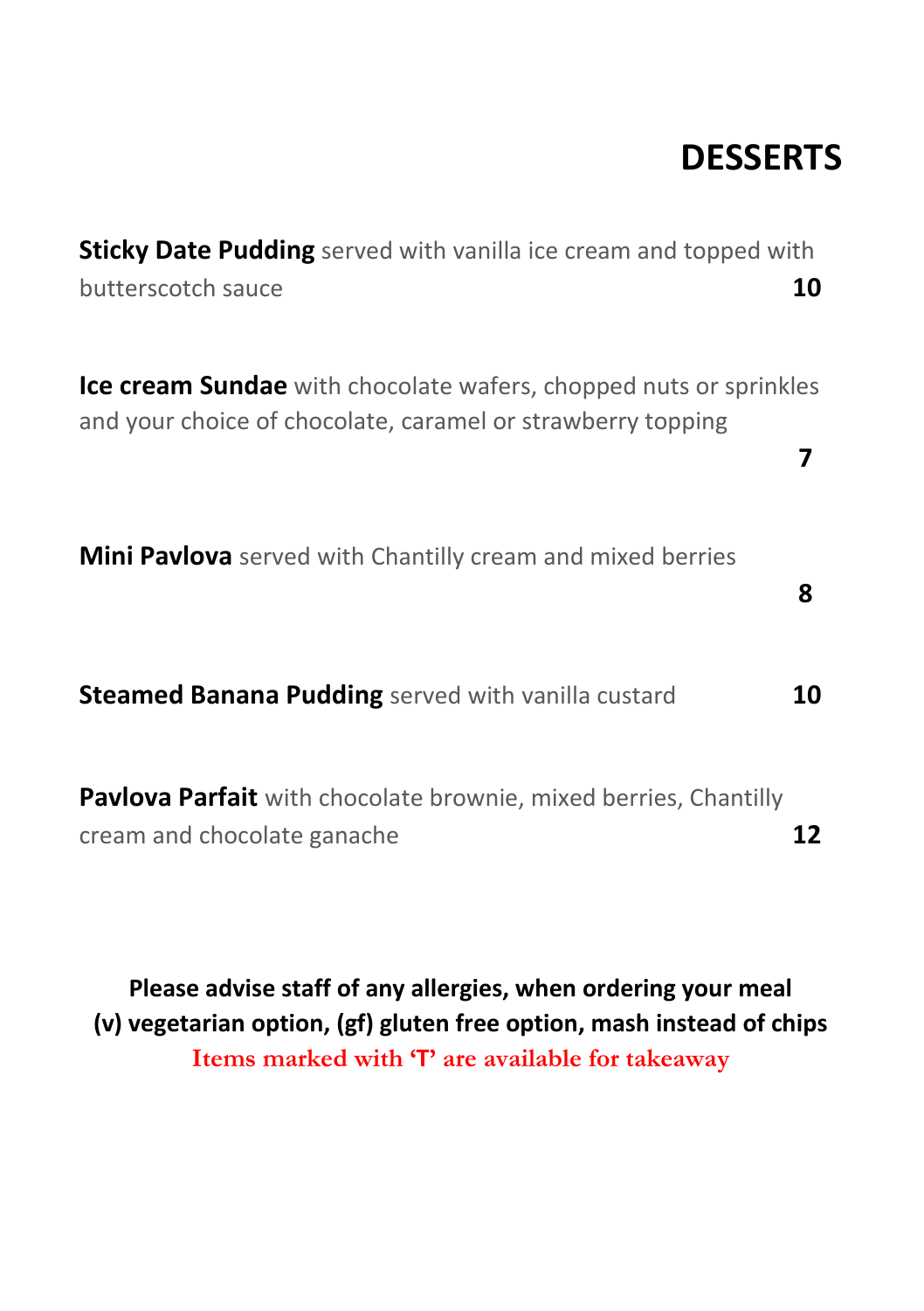# DESSERTS

**Sticky Date Pudding** served with vanilla ice cream and topped with butterscotch sauce **10**

**Ice cream Sundae** with chocolate wafers, chopped nuts or sprinkles and your choice of chocolate, caramel or strawberry topping **7**

**Mini Pavlova** served with Chantilly cream and mixed berries **8**

**Steamed Banana Pudding** served with vanilla custard **10**

**Pavlova Parfait** with chocolate brownie, mixed berries, Chantilly cream and chocolate ganache **12**

**Please advise staff of any allergies, when ordering your meal**
**(v) vegetarian option, (gf) gluten free option, mash instead of chips**
**Items marked with 'T' are available for takeaway**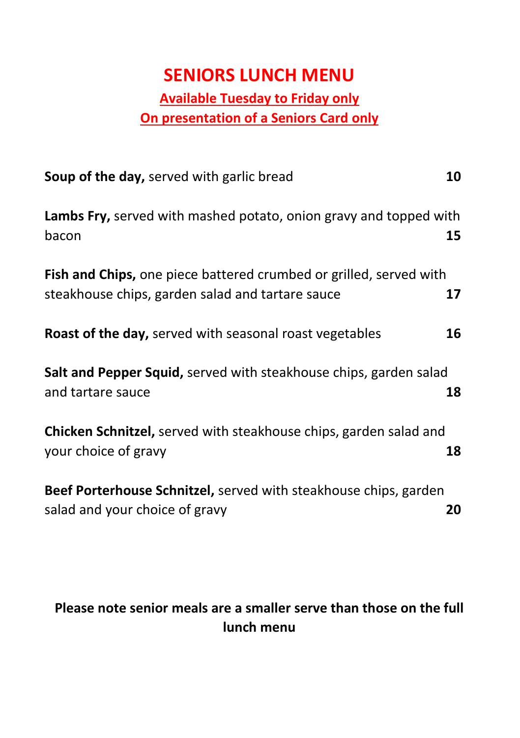# SENIORS LUNCH MENU

**Available Tuesday to Friday only**

**On presentation of a Seniors Card only**

**Soup of the day,** served with garlic bread **10**

**Lambs Fry,** served with mashed potato, onion gravy and topped with bacon **15**

**Fish and Chips,** one piece battered crumbed or grilled, served with steakhouse chips, garden salad and tartare sauce **17**

**Roast of the day,** served with seasonal roast vegetables **16**

**Salt and Pepper Squid,** served with steakhouse chips, garden salad and tartare sauce **18**

**Chicken Schnitzel,** served with steakhouse chips, garden salad and your choice of gravy **18**

**Beef Porterhouse Schnitzel,** served with steakhouse chips, garden salad and your choice of gravy **20**

**Please note senior meals are a smaller serve than those on the full lunch menu**